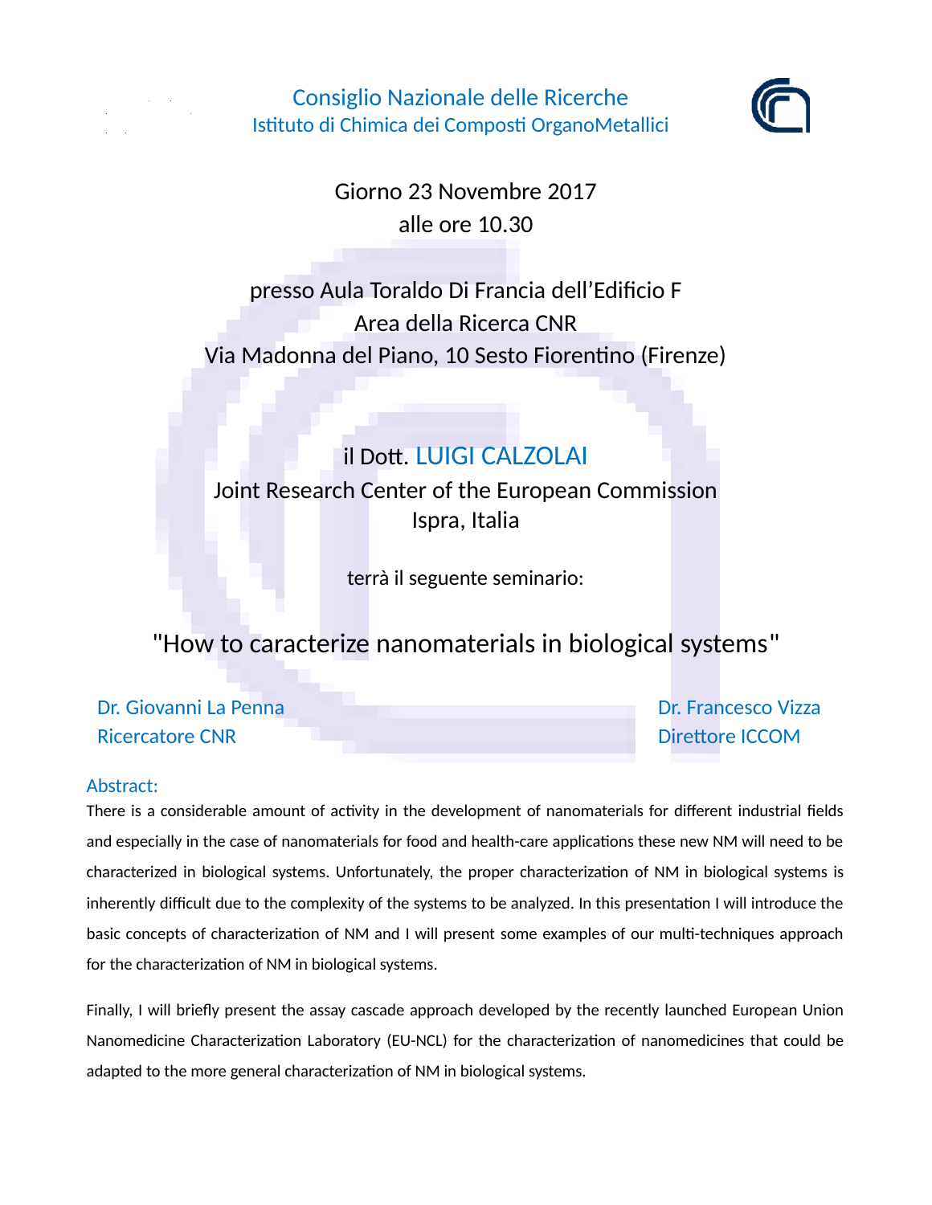# Consiglio Nazionale delle Ricerche

## Istituto di Chimica dei Composti OrganoMetallici

Giorno 23 Novembre 2017

alle ore 10.30

presso Aula Toraldo Di Francia dell'Edificio F

Area della Ricerca CNR

Via Madonna del Piano, 10 Sesto Fiorentino (Firenze)

il Dott. LUIGI CALZOLAI

Joint Research Center of the European Commission

Ispra, Italia

terrà il seguente seminario:

"How to caracterize nanomaterials in biological systems"

Dr. Giovanni La Penna
Ricercatore CNR

Dr. Francesco Vizza
Direttore ICCOM

Abstract:

There is a considerable amount of activity in the development of nanomaterials for different industrial fields and especially in the case of nanomaterials for food and health-care applications these new NM will need to be characterized in biological systems. Unfortunately, the proper characterization of NM in biological systems is inherently difficult due to the complexity of the systems to be analyzed. In this presentation I will introduce the basic concepts of characterization of NM and I will present some examples of our multi-techniques approach for the characterization of NM in biological systems.

Finally, I will briefly present the assay cascade approach developed by the recently launched European Union Nanomedicine Characterization Laboratory (EU-NCL) for the characterization of nanomedicines that could be adapted to the more general characterization of NM in biological systems.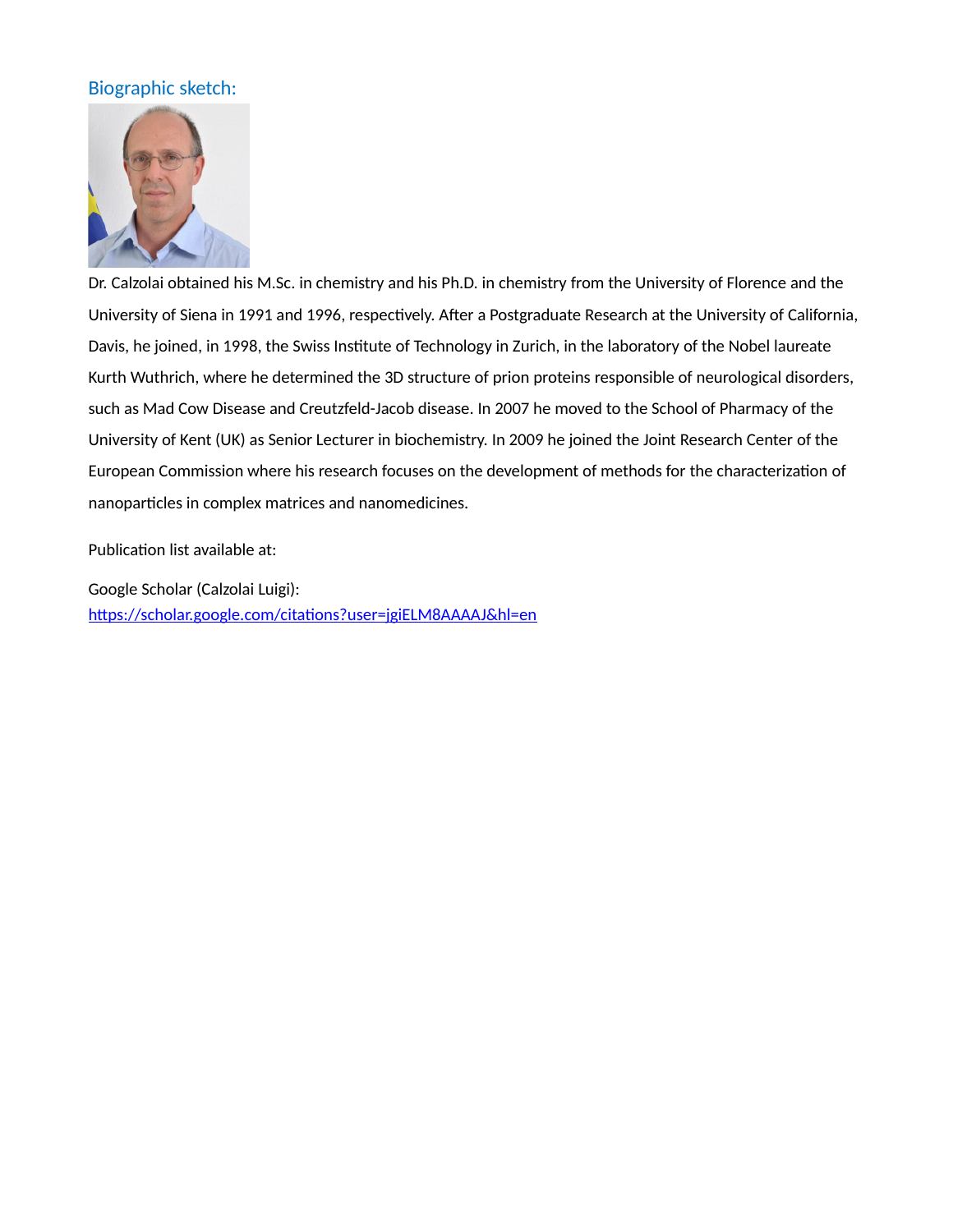## Biographic sketch:

Dr. Calzolai obtained his M.Sc. in chemistry and his Ph.D. in chemistry from the University of Florence and the University of Siena in 1991 and 1996, respectively. After a Postgraduate Research at the University of California, Davis, he joined, in 1998, the Swiss Institute of Technology in Zurich, in the laboratory of the Nobel laureate Kurth Wuthrich, where he determined the 3D structure of prion proteins responsible of neurological disorders, such as Mad Cow Disease and Creutzfeld-Jacob disease. In 2007 he moved to the School of Pharmacy of the University of Kent (UK) as Senior Lecturer in biochemistry. In 2009 he joined the Joint Research Center of the European Commission where his research focuses on the development of methods for the characterization of nanoparticles in complex matrices and nanomedicines.

Publication list available at:

Google Scholar (Calzolai Luigi):
[https://scholar.google.com/citations?user=jgiELM8AAAAJ&hl=en](https://scholar.google.com/citations?user=jgiELM8AAAAJ&hl=en)